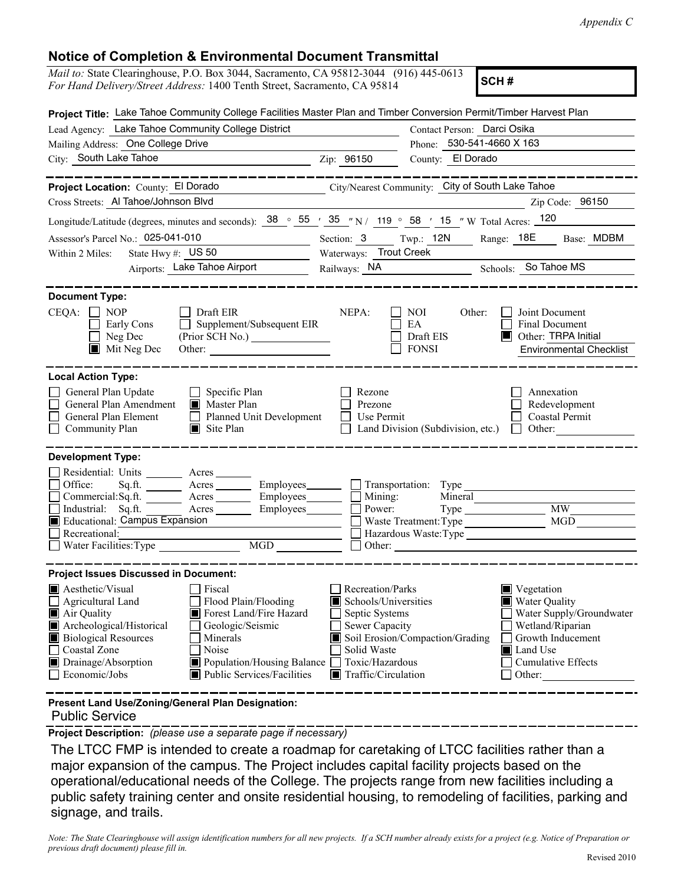*Appendix C*

## Notice of Completion & Environmental Document Transmittal

*Mail to:* State Clearinghouse, P.O. Box 3044, Sacramento, CA 95812-3044 (916) 445-0613
*For Hand Delivery/Street Address:* 1400 Tenth Street, Sacramento, CA 95814

**SCH #**

**Project Title:** Lake Tahoe Community College Facilities Master Plan and Timber Conversion Permit/Timber Harvest Plan

Lead Agency: Lake Tahoe Community College District
Contact Person: Darci Osika
Mailing Address: One College Drive
Phone: 530-541-4660 X 163
City: South Lake Tahoe
Zip: 96150
County: El Dorado

**Project Location:** County: El Dorado
City/Nearest Community: City of South Lake Tahoe
Cross Streets: Al Tahoe/Johnson Blvd
Zip Code: 96150
Longitude/Latitude (degrees, minutes and seconds): 38 ° 55 ′ 35 ″ N / 119 ° 58 ′ 15 ″ W Total Acres: 120
Assessor's Parcel No.: 025-041-010
Section: 3 Twp.: 12N Range: 18E Base: MDBM
Within 2 Miles: State Hwy #: US 50
Waterways: Trout Creek
Airports: Lake Tahoe Airport
Railways: NA
Schools: So Tahoe MS

**Document Type:**

CEQA: ☐ NOP ☐ Early Cons ☐ Neg Dec ■ Mit Neg Dec ☐ Draft EIR ☐ Supplement/Subsequent EIR (Prior SCH No.) ______ Other: ______

NEPA: ☐ NOI ☐ EA ☐ Draft EIS ☐ FONSI

Other: ☐ Joint Document ☐ Final Document ■ Other: TRPA Initial Environmental Checklist

**Local Action Type:**

☐ General Plan Update
☐ General Plan Amendment
☐ General Plan Element
☐ Community Plan
☐ Specific Plan
■ Master Plan
☐ Planned Unit Development
■ Site Plan
☐ Rezone
☐ Prezone
☐ Use Permit
☐ Land Division (Subdivision, etc.)
☐ Annexation
☐ Redevelopment
☐ Coastal Permit
☐ Other: ______

**Development Type:**

☐ Residential: Units ______ Acres ______
☐ Office: Sq.ft. ______ Acres ______ Employees ______
☐ Commercial: Sq.ft. ______ Acres ______ Employees ______
☐ Industrial: Sq.ft. ______ Acres ______ Employees ______
■ Educational: Campus Expansion
☐ Recreational: ______
☐ Water Facilities: Type ______ MGD ______
☐ Transportation: Type ______
☐ Mining: Mineral ______
☐ Power: Type ______ MW ______
☐ Waste Treatment: Type ______ MGD ______
☐ Hazardous Waste: Type ______
☐ Other: ______

**Project Issues Discussed in Document:**

■ Aesthetic/Visual
☐ Agricultural Land
■ Air Quality
■ Archeological/Historical
■ Biological Resources
☐ Coastal Zone
■ Drainage/Absorption
☐ Economic/Jobs
☐ Fiscal
☐ Flood Plain/Flooding
■ Forest Land/Fire Hazard
☐ Geologic/Seismic
☐ Minerals
☐ Noise
■ Population/Housing Balance
■ Public Services/Facilities
☐ Recreation/Parks
■ Schools/Universities
☐ Septic Systems
☐ Sewer Capacity
■ Soil Erosion/Compaction/Grading
☐ Solid Waste
☐ Toxic/Hazardous
■ Traffic/Circulation
■ Vegetation
■ Water Quality
☐ Water Supply/Groundwater
☐ Wetland/Riparian
☐ Growth Inducement
■ Land Use
☐ Cumulative Effects
☐ Other: ______

**Present Land Use/Zoning/General Plan Designation:**

Public Service

**Project Description:** *(please use a separate page if necessary)*

The LTCC FMP is intended to create a roadmap for caretaking of LTCC facilities rather than a major expansion of the campus. The Project includes capital facility projects based on the operational/educational needs of the College. The projects range from new facilities including a public safety training center and onsite residential housing, to remodeling of facilities, parking and signage, and trails.

*Note: The State Clearinghouse will assign identification numbers for all new projects. If a SCH number already exists for a project (e.g. Notice of Preparation or previous draft document) please fill in.*

Revised 2010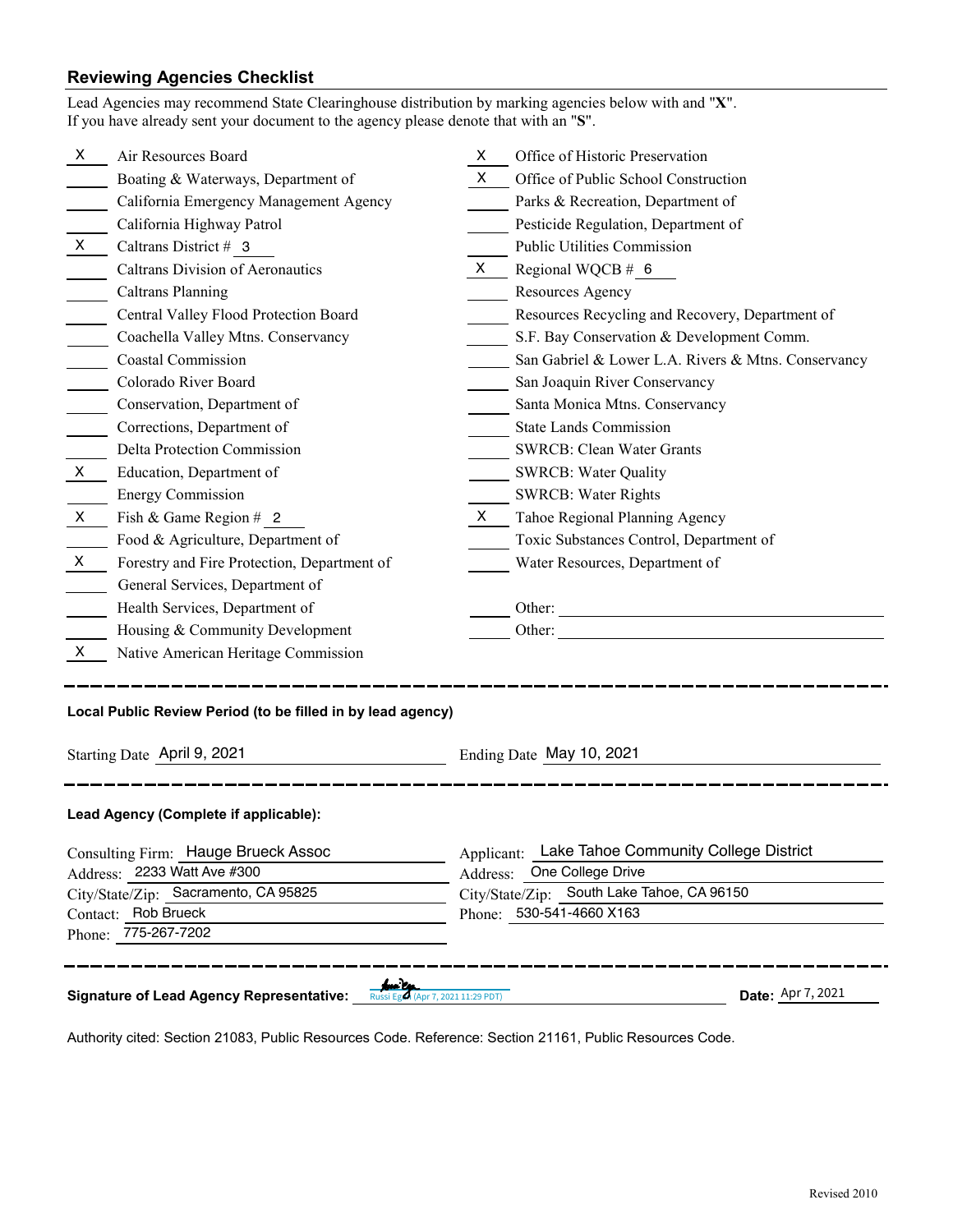## Reviewing Agencies Checklist

Lead Agencies may recommend State Clearinghouse distribution by marking agencies below with and "**X**".
If you have already sent your document to the agency please denote that with an "**S**".

| | | | |
|---|---|---|---|
| X | Air Resources Board | X | Office of Historic Preservation |
| | Boating & Waterways, Department of | X | Office of Public School Construction |
| | California Emergency Management Agency | | Parks & Recreation, Department of |
| | California Highway Patrol | | Pesticide Regulation, Department of |
| X | Caltrans District # 3 | | Public Utilities Commission |
| | Caltrans Division of Aeronautics | X | Regional WQCB # 6 |
| | Caltrans Planning | | Resources Agency |
| | Central Valley Flood Protection Board | | Resources Recycling and Recovery, Department of |
| | Coachella Valley Mtns. Conservancy | | S.F. Bay Conservation & Development Comm. |
| | Coastal Commission | | San Gabriel & Lower L.A. Rivers & Mtns. Conservancy |
| | Colorado River Board | | San Joaquin River Conservancy |
| | Conservation, Department of | | Santa Monica Mtns. Conservancy |
| | Corrections, Department of | | State Lands Commission |
| | Delta Protection Commission | | SWRCB: Clean Water Grants |
| X | Education, Department of | | SWRCB: Water Quality |
| | Energy Commission | | SWRCB: Water Rights |
| X | Fish & Game Region # 2 | X | Tahoe Regional Planning Agency |
| | Food & Agriculture, Department of | | Toxic Substances Control, Department of |
| X | Forestry and Fire Protection, Department of | | Water Resources, Department of |
| | General Services, Department of | | |
| | Health Services, Department of | | Other: |
| | Housing & Community Development | | Other: |
| X | Native American Heritage Commission | | |

---

**Local Public Review Period (to be filled in by lead agency)**

Starting Date April 9, 2021 Ending Date May 10, 2021

---

**Lead Agency (Complete if applicable):**

Consulting Firm: Hauge Brueck Assoc
Address: 2233 Watt Ave #300
City/State/Zip: Sacramento, CA 95825
Contact: Rob Brueck
Phone: 775-267-7202

Applicant: Lake Tahoe Community College District
Address: One College Drive
City/State/Zip: South Lake Tahoe, CA 96150
Phone: 530-541-4660 X163

---

**Signature of Lead Agency Representative:** Russi Egan (Apr 7, 2021 11:29 PDT) **Date:** Apr 7, 2021

Authority cited: Section 21083, Public Resources Code. Reference: Section 21161, Public Resources Code.

Revised 2010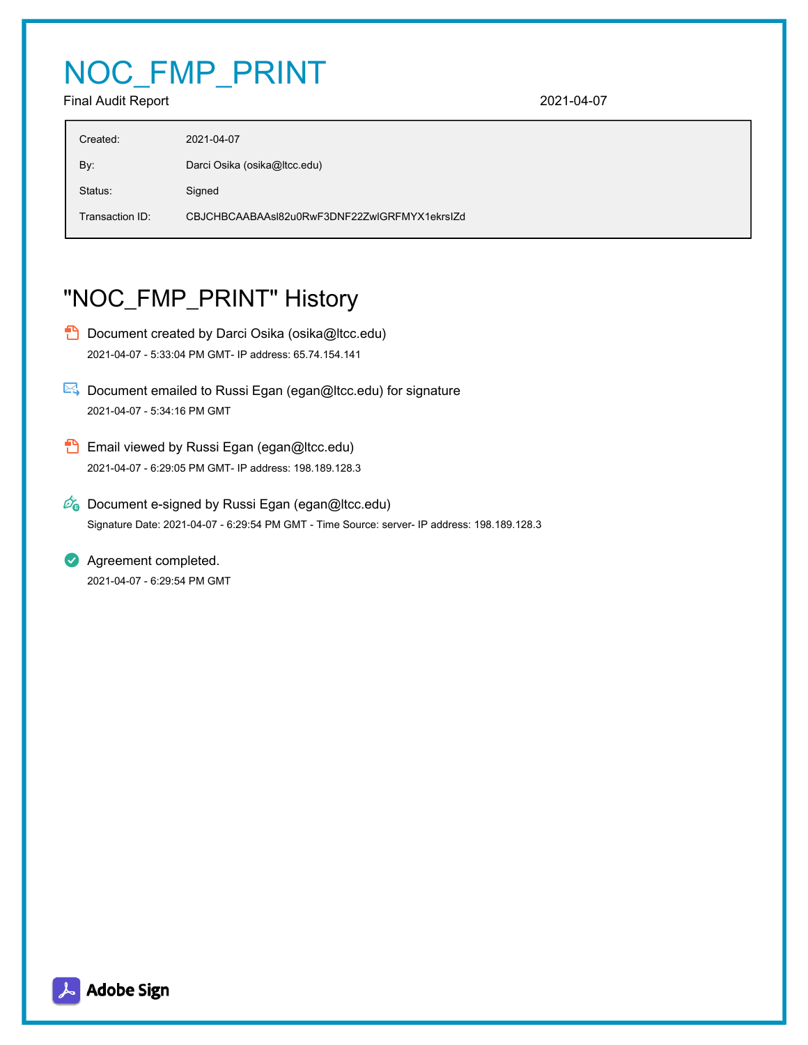# NOC_FMP_PRINT

Final Audit Report 2021-04-07

| | |
|---|---|
| Created: | 2021-04-07 |
| By: | Darci Osika (osika@ltcc.edu) |
| Status: | Signed |
| Transaction ID: | CBJCHBCAABAAsl82u0RwF3DNF22ZwlGRFMYX1ekrsIZd |

## "NOC_FMP_PRINT" History

- Document created by Darci Osika (osika@ltcc.edu)
  2021-04-07 - 5:33:04 PM GMT- IP address: 65.74.154.141

- Document emailed to Russi Egan (egan@ltcc.edu) for signature
  2021-04-07 - 5:34:16 PM GMT

- Email viewed by Russi Egan (egan@ltcc.edu)
  2021-04-07 - 6:29:05 PM GMT- IP address: 198.189.128.3

- Document e-signed by Russi Egan (egan@ltcc.edu)
  Signature Date: 2021-04-07 - 6:29:54 PM GMT - Time Source: server- IP address: 198.189.128.3

- Agreement completed.
  2021-04-07 - 6:29:54 PM GMT

Adobe Sign